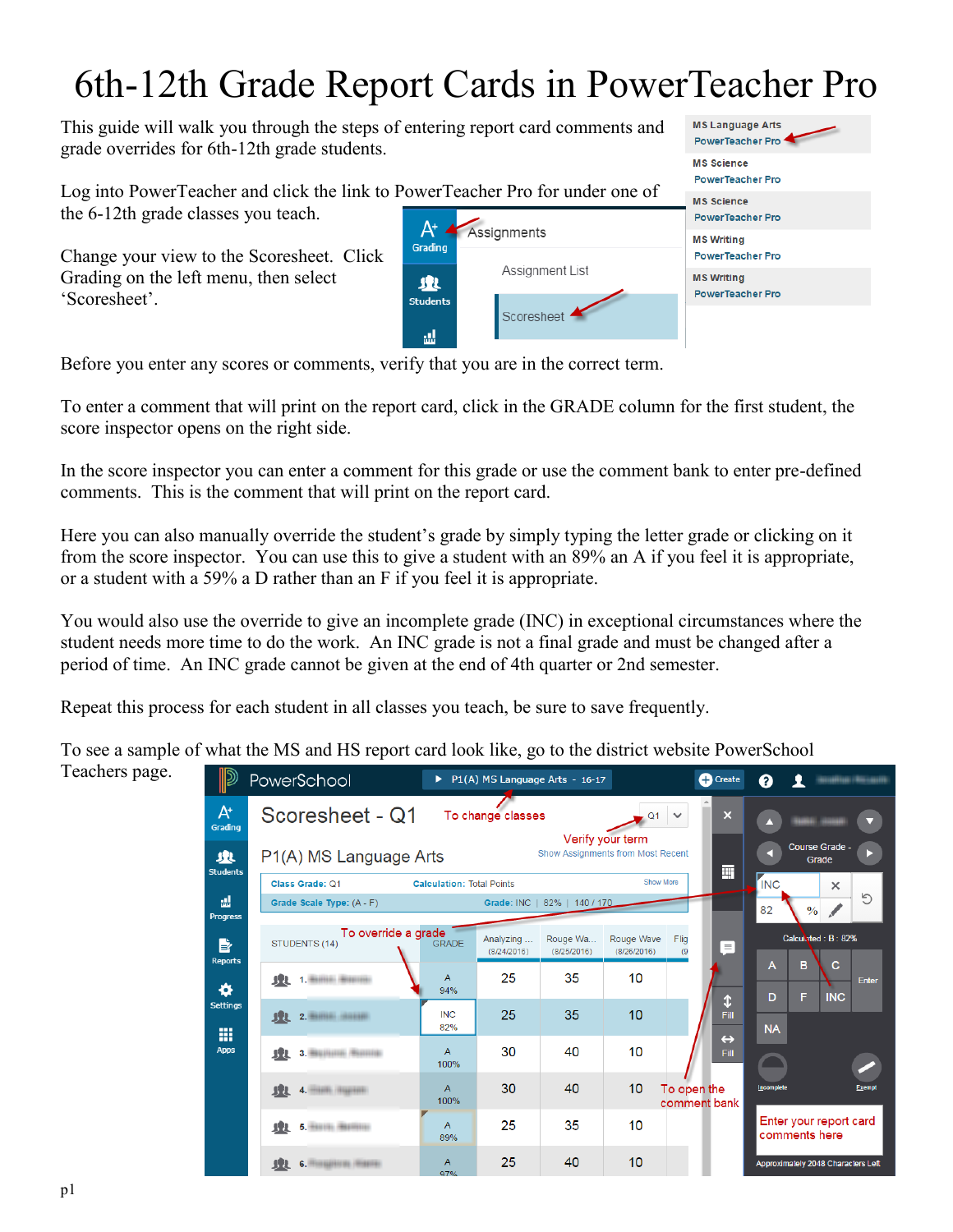# 6th-12th Grade Report Cards in PowerTeacher Pro

This guide will walk you through the steps of entering report card comments and grade overrides for 6th-12th grade students.

Log into PowerTeacher and click the link to PowerTeacher Pro for under one of the 6-12th grade classes you teach.

Change your view to the Scoresheet. Click Grading on the left menu, then select 'Scoresheet'.

Before you enter any scores or comments, verify that you are in the correct term.

To enter a comment that will print on the report card, click in the GRADE column for the first student, the score inspector opens on the right side.

In the score inspector you can enter a comment for this grade or use the comment bank to enter pre-defined comments. This is the comment that will print on the report card.

Here you can also manually override the student's grade by simply typing the letter grade or clicking on it from the score inspector. You can use this to give a student with an 89% an A if you feel it is appropriate, or a student with a 59% a D rather than an F if you feel it is appropriate.

You would also use the override to give an incomplete grade (INC) in exceptional circumstances where the student needs more time to do the work. An INC grade is not a final grade and must be changed after a period of time. An INC grade cannot be given at the end of 4th quarter or 2nd semester.

Repeat this process for each student in all classes you teach, be sure to save frequently.

To see a sample of what the MS and HS report card look like, go to the district website PowerSchool Teachers page.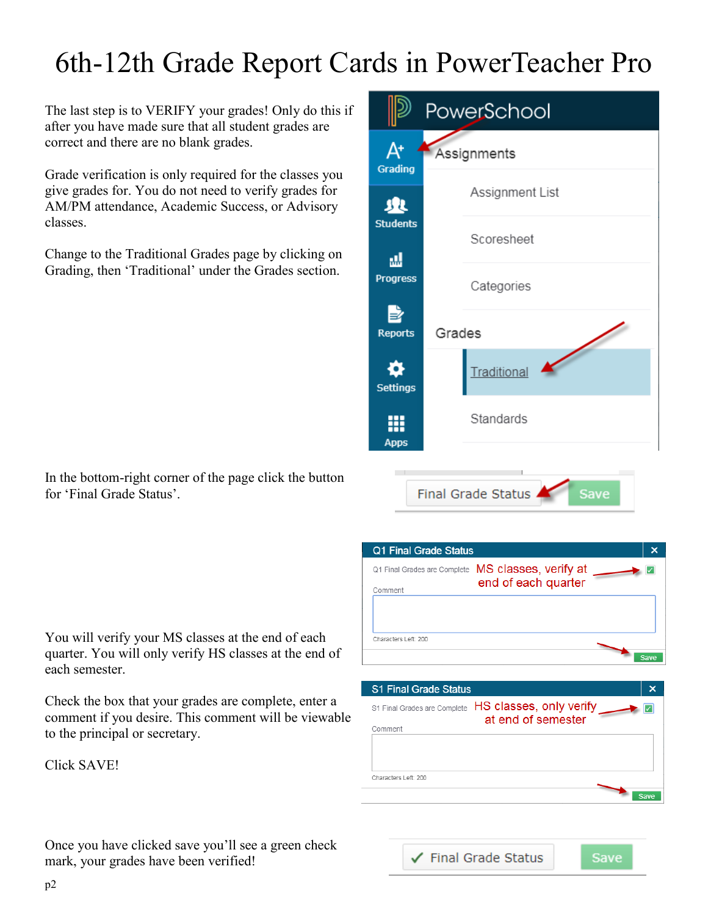# 6th-12th Grade Report Cards in PowerTeacher Pro

The last step is to VERIFY your grades! Only do this if after you have made sure that all student grades are correct and there are no blank grades.

Grade verification is only required for the classes you give grades for. You do not need to verify grades for AM/PM attendance, Academic Success, or Advisory classes.

Change to the Traditional Grades page by clicking on Grading, then 'Traditional' under the Grades section.

PowerSchool

Grading | Assignments

Assignment List

Scoresheet

Categories

Grades

Traditional

Standards

Students

Progress

Reports

Settings

Apps

In the bottom-right corner of the page click the button for 'Final Grade Status'.

Final Grade Status | Save

Q1 Final Grade Status

Q1 Final Grades are Complete — MS classes, verify at end of each quarter

Comment

Characters Left: 200

Save

You will verify your MS classes at the end of each quarter. You will only verify HS classes at the end of each semester.

S1 Final Grade Status

S1 Final Grades are Complete — HS classes, only verify at end of semester

Comment

Characters Left: 200

Save

Check the box that your grades are complete, enter a comment if you desire. This comment will be viewable to the principal or secretary.

Click SAVE!

Once you have clicked save you'll see a green check mark, your grades have been verified!

✓ Final Grade Status | Save